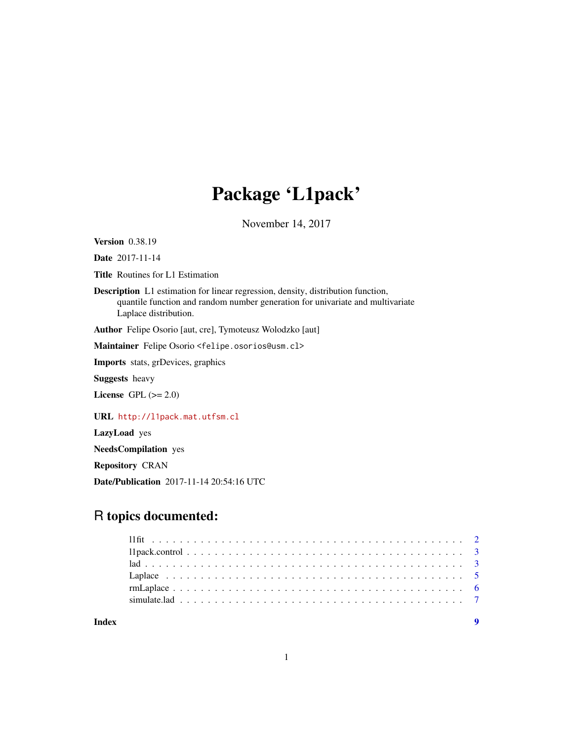# Package 'L1pack'

November 14, 2017

**Version** 0.38.19

**Date** 2017-11-14

**Title** Routines for L1 Estimation

**Description** L1 estimation for linear regression, density, distribution function, quantile function and random number generation for univariate and multivariate Laplace distribution.

**Author** Felipe Osorio [aut, cre], Tymoteusz Wolodzko [aut]

**Maintainer** Felipe Osorio <felipe.osorios@usm.cl>

**Imports** stats, grDevices, graphics

**Suggests** heavy

**License** GPL (>= 2.0)

**URL** http://l1pack.mat.utfsm.cl

**LazyLoad** yes

**NeedsCompilation** yes

**Repository** CRAN

**Date/Publication** 2017-11-14 20:54:16 UTC

## R topics documented:

| | |
|---|---|
| l1fit | 2 |
| l1pack.control | 3 |
| lad | 3 |
| Laplace | 5 |
| rmLaplace | 6 |
| simulate.lad | 7 |
| **Index** | **9** |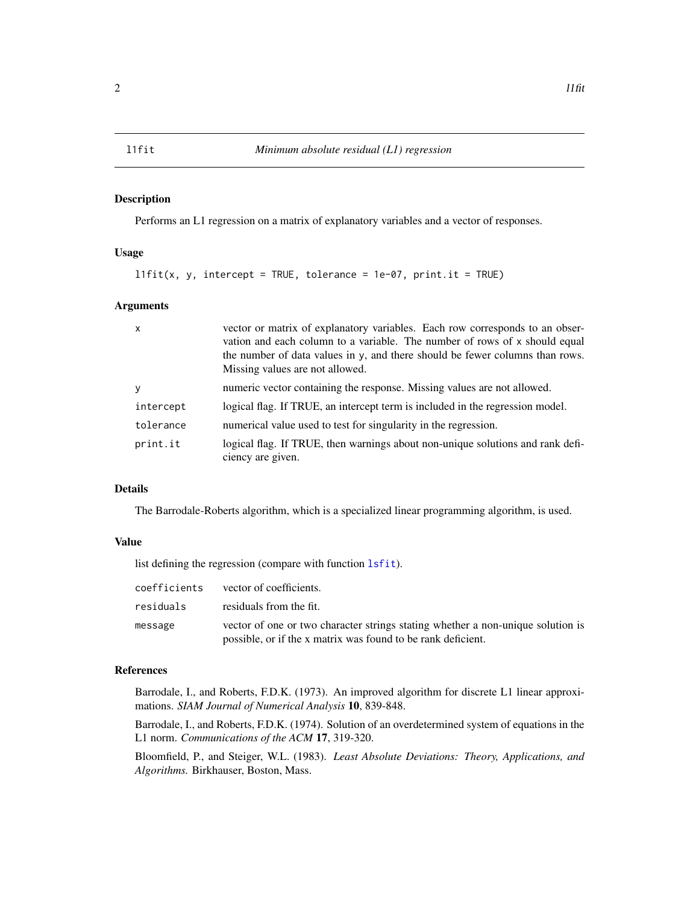## l1fit — *Minimum absolute residual (L1) regression*

### Description

Performs an L1 regression on a matrix of explanatory variables and a vector of responses.

### Usage

```
l1fit(x, y, intercept = TRUE, tolerance = 1e-07, print.it = TRUE)
```

### Arguments

| | |
|---|---|
| `x` | vector or matrix of explanatory variables. Each row corresponds to an observation and each column to a variable. The number of rows of x should equal the number of data values in y, and there should be fewer columns than rows. Missing values are not allowed. |
| `y` | numeric vector containing the response. Missing values are not allowed. |
| `intercept` | logical flag. If TRUE, an intercept term is included in the regression model. |
| `tolerance` | numerical value used to test for singularity in the regression. |
| `print.it` | logical flag. If TRUE, then warnings about non-unique solutions and rank deficiency are given. |

### Details

The Barrodale-Roberts algorithm, which is a specialized linear programming algorithm, is used.

### Value

list defining the regression (compare with function `lsfit`).

| | |
|---|---|
| `coefficients` | vector of coefficients. |
| `residuals` | residuals from the fit. |
| `message` | vector of one or two character strings stating whether a non-unique solution is possible, or if the x matrix was found to be rank deficient. |

### References

Barrodale, I., and Roberts, F.D.K. (1973). An improved algorithm for discrete L1 linear approximations. *SIAM Journal of Numerical Analysis* **10**, 839-848.

Barrodale, I., and Roberts, F.D.K. (1974). Solution of an overdetermined system of equations in the L1 norm. *Communications of the ACM* **17**, 319-320.

Bloomfield, P., and Steiger, W.L. (1983). *Least Absolute Deviations: Theory, Applications, and Algorithms.* Birkhauser, Boston, Mass.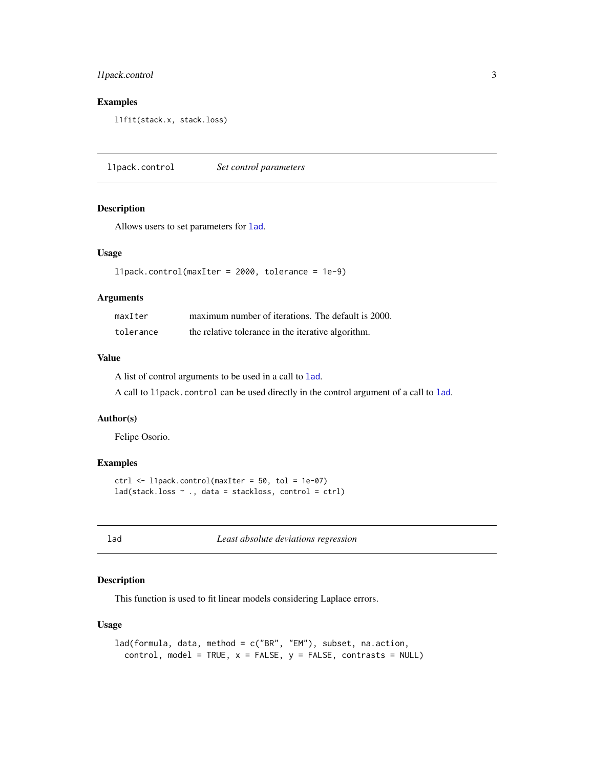### Examples

```
l1fit(stack.x, stack.loss)
```

## l1pack.control — *Set control parameters*

### Description

Allows users to set parameters for lad.

### Usage

```
l1pack.control(maxIter = 2000, tolerance = 1e-9)
```

### Arguments

| | |
|---|---|
| maxIter | maximum number of iterations. The default is 2000. |
| tolerance | the relative tolerance in the iterative algorithm. |

### Value

A list of control arguments to be used in a call to lad.

A call to `l1pack.control` can be used directly in the control argument of a call to lad.

### Author(s)

Felipe Osorio.

### Examples

```
ctrl <- l1pack.control(maxIter = 50, tol = 1e-07)
lad(stack.loss ~ ., data = stackloss, control = ctrl)
```

## lad — *Least absolute deviations regression*

### Description

This function is used to fit linear models considering Laplace errors.

### Usage

```
lad(formula, data, method = c("BR", "EM"), subset, na.action,
  control, model = TRUE, x = FALSE, y = FALSE, contrasts = NULL)
```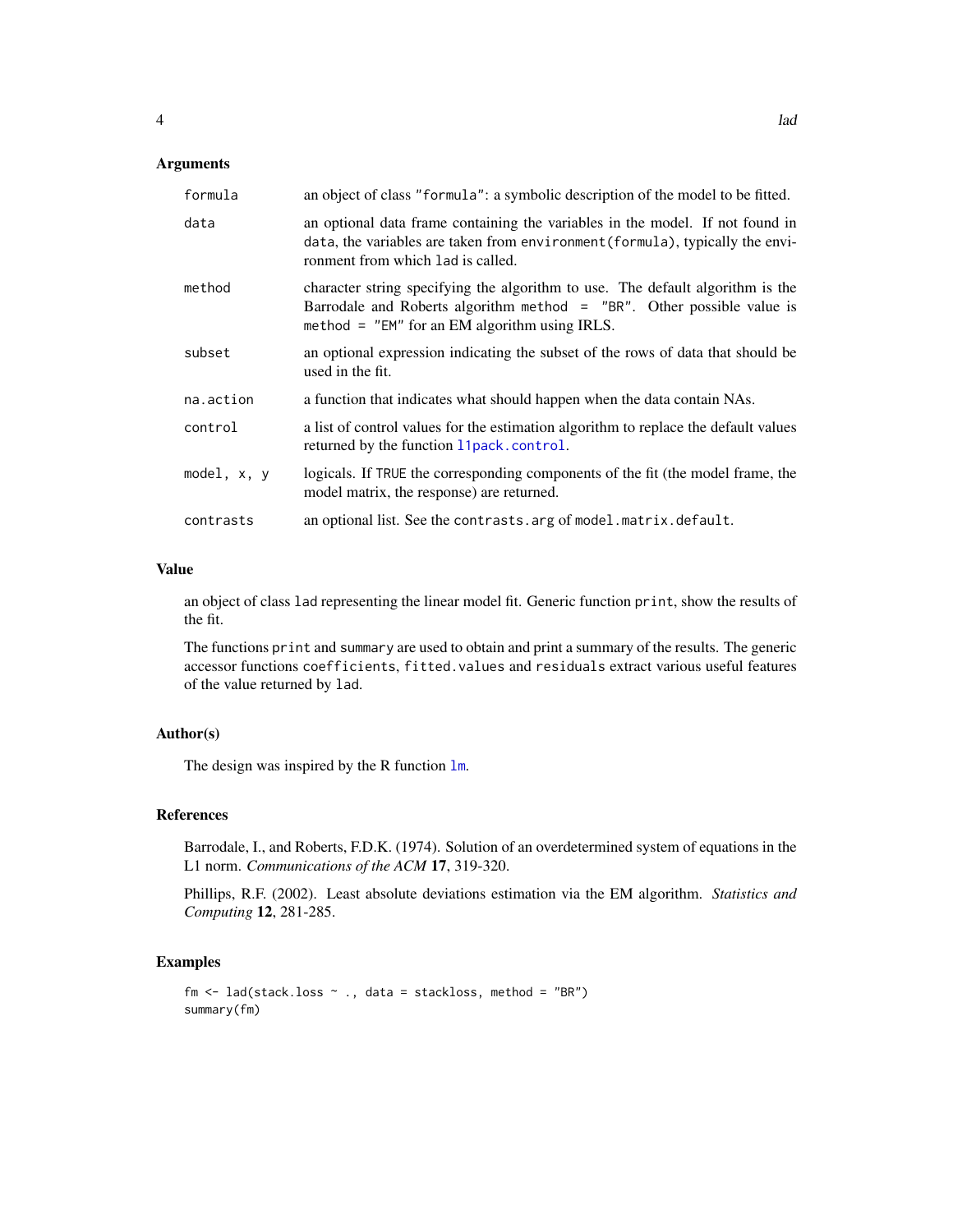## Arguments

| | |
|---|---|
| `formula` | an object of class `"formula"`: a symbolic description of the model to be fitted. |
| `data` | an optional data frame containing the variables in the model. If not found in `data`, the variables are taken from `environment(formula)`, typically the environment from which `lad` is called. |
| `method` | character string specifying the algorithm to use. The default algorithm is the Barrodale and Roberts algorithm `method = "BR"`. Other possible value is `method = "EM"` for an EM algorithm using IRLS. |
| `subset` | an optional expression indicating the subset of the rows of data that should be used in the fit. |
| `na.action` | a function that indicates what should happen when the data contain NAs. |
| `control` | a list of control values for the estimation algorithm to replace the default values returned by the function `l1pack.control`. |
| `model, x, y` | logicals. If `TRUE` the corresponding components of the fit (the model frame, the model matrix, the response) are returned. |
| `contrasts` | an optional list. See the `contrasts.arg` of `model.matrix.default`. |

## Value

an object of class `lad` representing the linear model fit. Generic function `print`, show the results of the fit.

The functions `print` and `summary` are used to obtain and print a summary of the results. The generic accessor functions `coefficients`, `fitted.values` and `residuals` extract various useful features of the value returned by `lad`.

## Author(s)

The design was inspired by the R function `lm`.

## References

Barrodale, I., and Roberts, F.D.K. (1974). Solution of an overdetermined system of equations in the L1 norm. *Communications of the ACM* **17**, 319-320.

Phillips, R.F. (2002). Least absolute deviations estimation via the EM algorithm. *Statistics and Computing* **12**, 281-285.

## Examples

```
fm <- lad(stack.loss ~ ., data = stackloss, method = "BR")
summary(fm)
```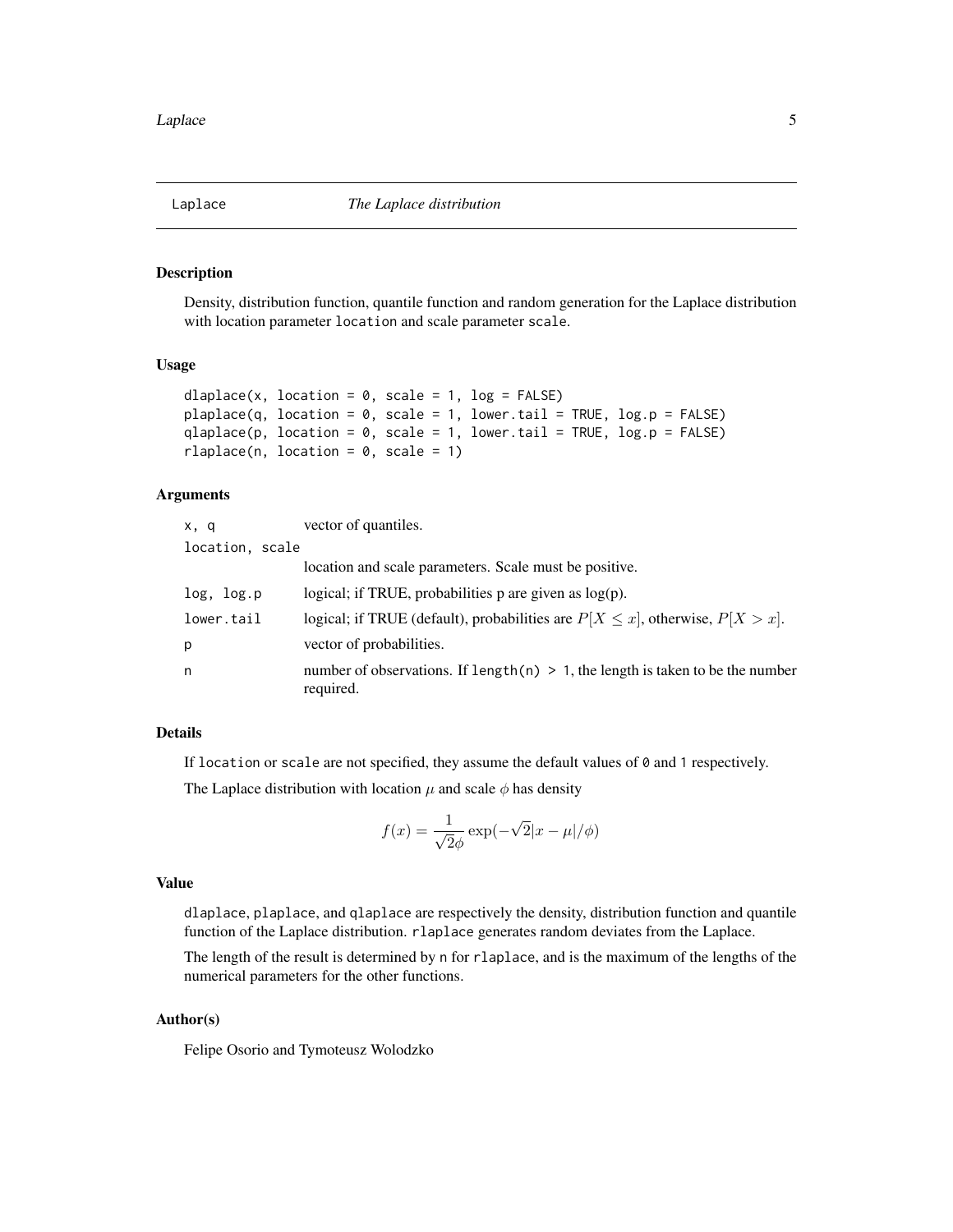Laplace *The Laplace distribution*

## Description

Density, distribution function, quantile function and random generation for the Laplace distribution with location parameter `location` and scale parameter `scale`.

## Usage

```
dlaplace(x, location = 0, scale = 1, log = FALSE)
plaplace(q, location = 0, scale = 1, lower.tail = TRUE, log.p = FALSE)
qlaplace(p, location = 0, scale = 1, lower.tail = TRUE, log.p = FALSE)
rlaplace(n, location = 0, scale = 1)
```

## Arguments

| | |
|---|---|
| `x, q` | vector of quantiles. |
| `location, scale` | location and scale parameters. Scale must be positive. |
| `log, log.p` | logical; if TRUE, probabilities p are given as log(p). |
| `lower.tail` | logical; if TRUE (default), probabilities are $P[X \leq x]$, otherwise, $P[X > x]$. |
| `p` | vector of probabilities. |
| `n` | number of observations. If `length(n) > 1`, the length is taken to be the number required. |

## Details

If `location` or `scale` are not specified, they assume the default values of `0` and `1` respectively.

The Laplace distribution with location $\mu$ and scale $\phi$ has density

$$f(x) = \frac{1}{\sqrt{2}\phi} \exp(-\sqrt{2}|x - \mu|/\phi)$$

## Value

`dlaplace`, `plaplace`, and `qlaplace` are respectively the density, distribution function and quantile function of the Laplace distribution. `rlaplace` generates random deviates from the Laplace.

The length of the result is determined by `n` for `rlaplace`, and is the maximum of the lengths of the numerical parameters for the other functions.

## Author(s)

Felipe Osorio and Tymoteusz Wolodzko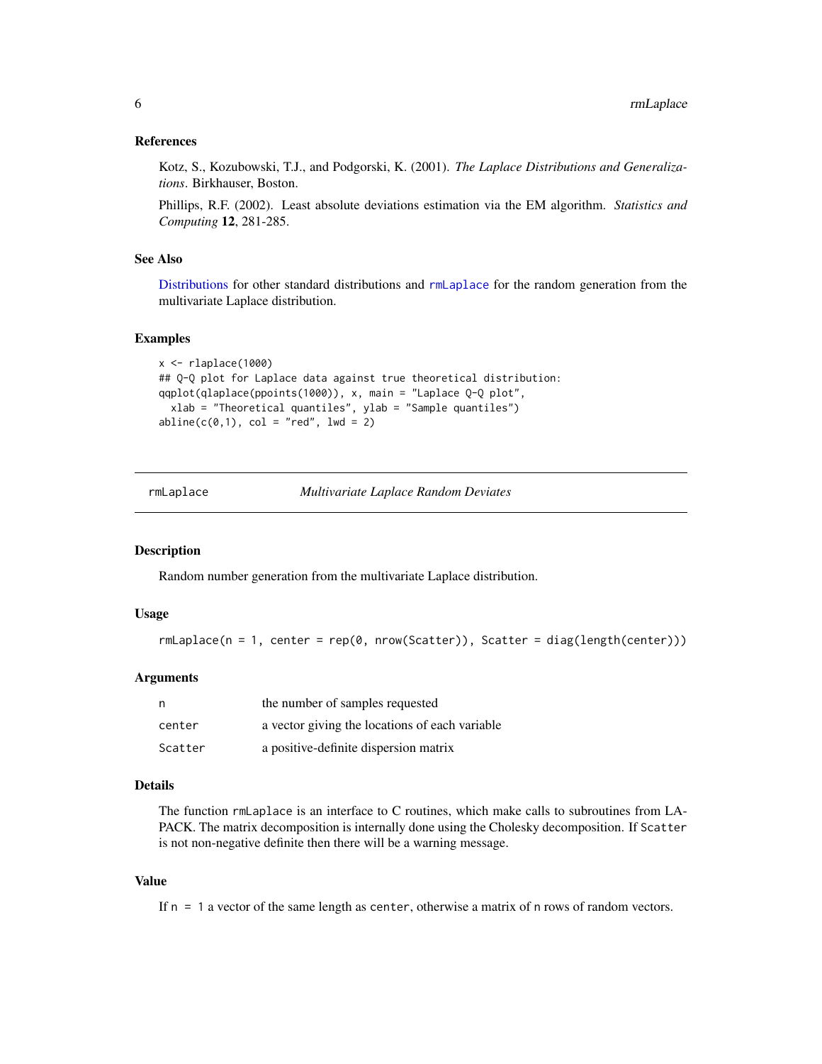### References

Kotz, S., Kozubowski, T.J., and Podgorski, K. (2001). *The Laplace Distributions and Generalizations*. Birkhauser, Boston.

Phillips, R.F. (2002). Least absolute deviations estimation via the EM algorithm. *Statistics and Computing* **12**, 281-285.

### See Also

Distributions for other standard distributions and `rmLaplace` for the random generation from the multivariate Laplace distribution.

### Examples

```
x <- rlaplace(1000)
## Q-Q plot for Laplace data against true theoretical distribution:
qqplot(qlaplace(ppoints(1000)), x, main = "Laplace Q-Q plot",
  xlab = "Theoretical quantiles", ylab = "Sample quantiles")
abline(c(0,1), col = "red", lwd = 2)
```

---

## rmLaplace — *Multivariate Laplace Random Deviates*

### Description

Random number generation from the multivariate Laplace distribution.

### Usage

```
rmLaplace(n = 1, center = rep(0, nrow(Scatter)), Scatter = diag(length(center)))
```

### Arguments

| | |
|---|---|
| n | the number of samples requested |
| center | a vector giving the locations of each variable |
| Scatter | a positive-definite dispersion matrix |

### Details

The function `rmLaplace` is an interface to C routines, which make calls to subroutines from LAPACK. The matrix decomposition is internally done using the Cholesky decomposition. If `Scatter` is not non-negative definite then there will be a warning message.

### Value

If `n = 1` a vector of the same length as `center`, otherwise a matrix of `n` rows of random vectors.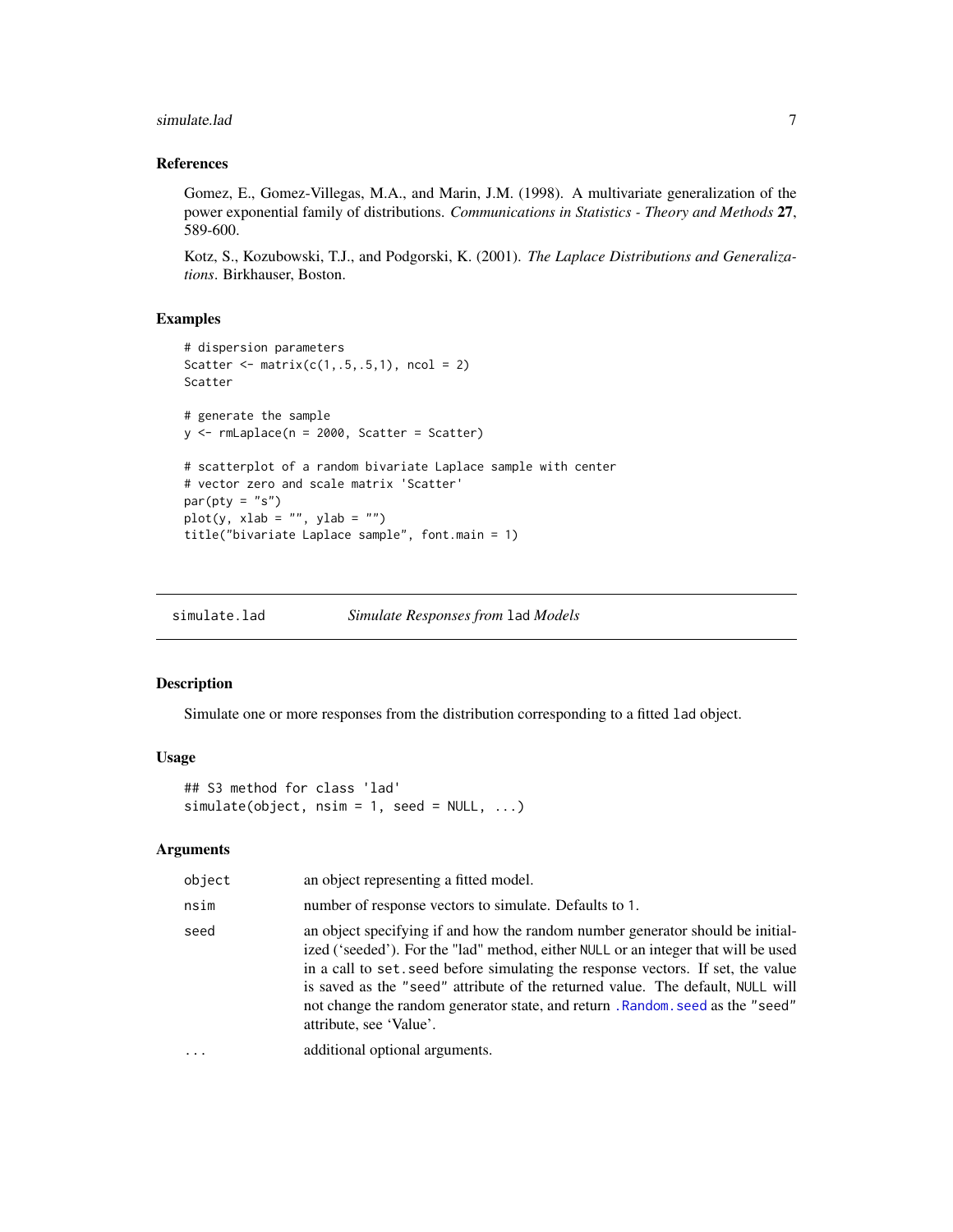### References

Gomez, E., Gomez-Villegas, M.A., and Marin, J.M. (1998). A multivariate generalization of the power exponential family of distributions. *Communications in Statistics - Theory and Methods* **27**, 589-600.

Kotz, S., Kozubowski, T.J., and Podgorski, K. (2001). *The Laplace Distributions and Generalizations*. Birkhauser, Boston.

### Examples

```
# dispersion parameters
Scatter <- matrix(c(1,.5,.5,1), ncol = 2)
Scatter

# generate the sample
y <- rmLaplace(n = 2000, Scatter = Scatter)

# scatterplot of a random bivariate Laplace sample with center
# vector zero and scale matrix 'Scatter'
par(pty = "s")
plot(y, xlab = "", ylab = "")
title("bivariate Laplace sample", font.main = 1)
```

---

## simulate.lad — *Simulate Responses from* `lad` *Models*

### Description

Simulate one or more responses from the distribution corresponding to a fitted `lad` object.

### Usage

```
## S3 method for class 'lad'
simulate(object, nsim = 1, seed = NULL, ...)
```

### Arguments

| | |
|---|---|
| `object` | an object representing a fitted model. |
| `nsim` | number of response vectors to simulate. Defaults to `1`. |
| `seed` | an object specifying if and how the random number generator should be initialized ('seeded'). For the "lad" method, either `NULL` or an integer that will be used in a call to `set.seed` before simulating the response vectors. If set, the value is saved as the `"seed"` attribute of the returned value. The default, `NULL` will not change the random generator state, and return `.Random.seed` as the `"seed"` attribute, see 'Value'. |
| `...` | additional optional arguments. |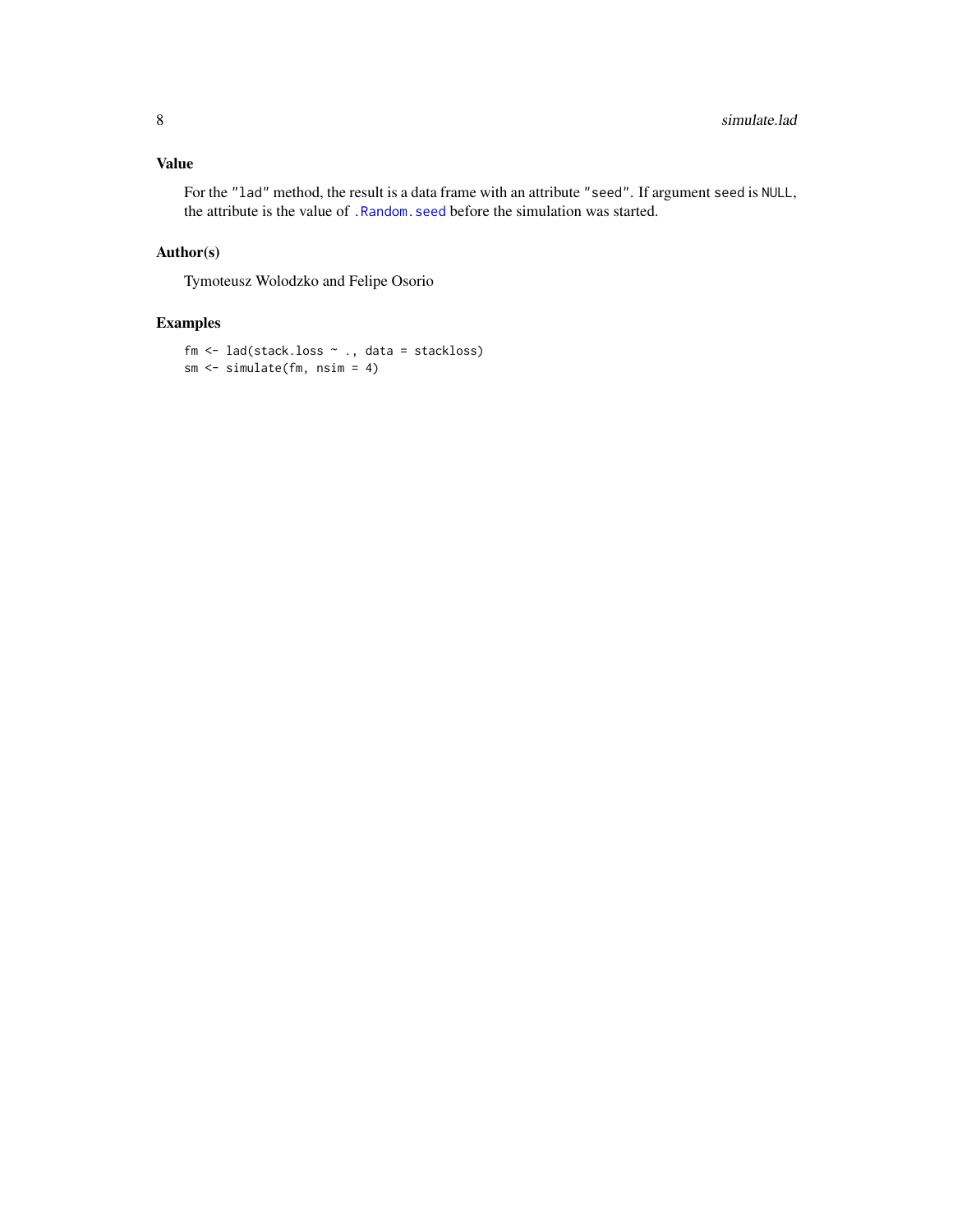## Value

For the "lad" method, the result is a data frame with an attribute "seed". If argument seed is NULL, the attribute is the value of .Random.seed before the simulation was started.

## Author(s)

Tymoteusz Wolodzko and Felipe Osorio

## Examples

```
fm <- lad(stack.loss ~ ., data = stackloss)
sm <- simulate(fm, nsim = 4)
```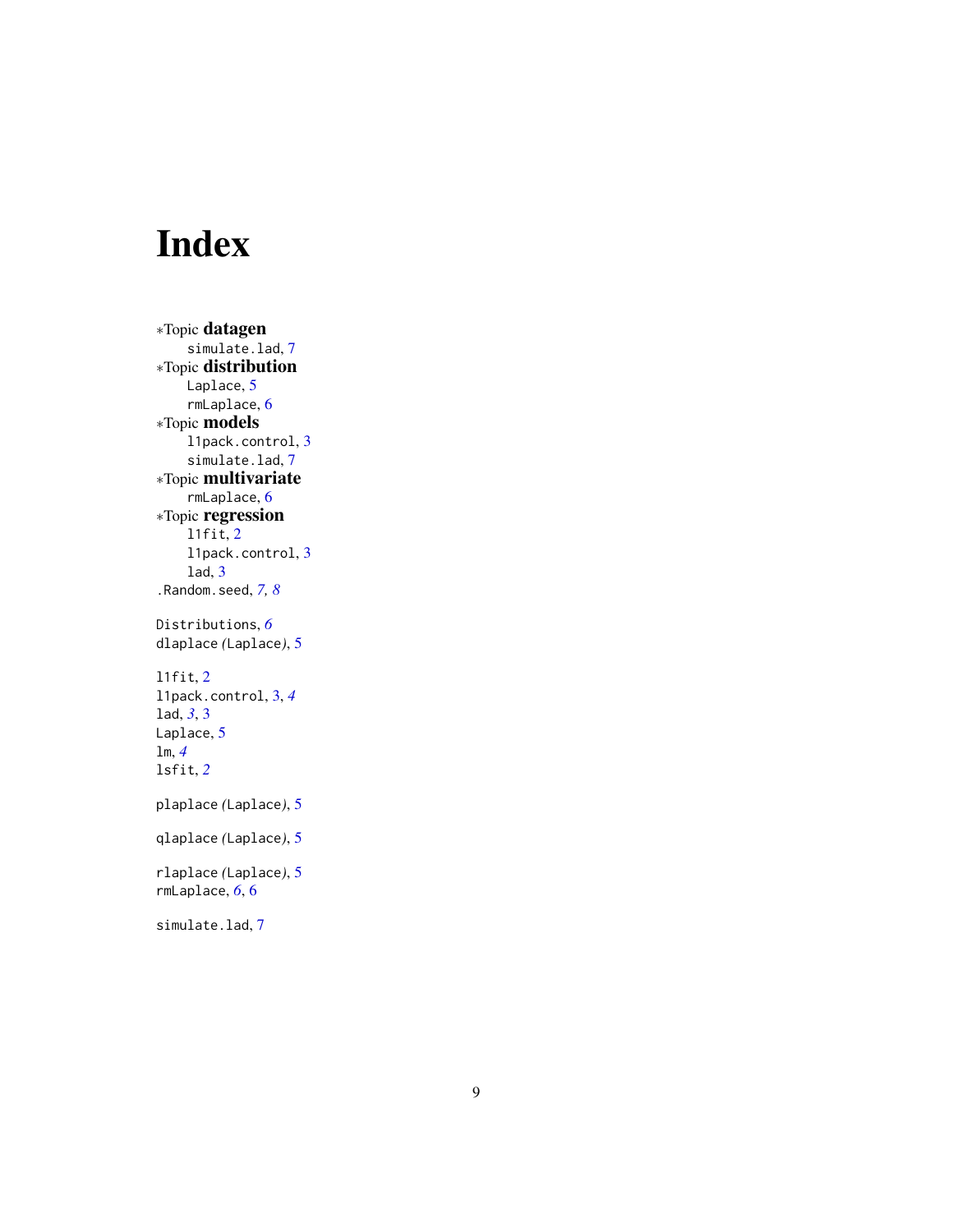# Index

∗Topic **datagen**

    simulate.lad, 7

∗Topic **distribution**

    Laplace, 5
    rmLaplace, 6

∗Topic **models**

    l1pack.control, 3
    simulate.lad, 7

∗Topic **multivariate**

    rmLaplace, 6

∗Topic **regression**

    l1fit, 2
    l1pack.control, 3
    lad, 3

.Random.seed, *7, 8*

Distributions, *6*
dlaplace *(*Laplace*)*, 5

l1fit, 2
l1pack.control, 3, *4*
lad, *3*, 3
Laplace, 5
lm, *4*
lsfit, *2*

plaplace *(*Laplace*)*, 5

qlaplace *(*Laplace*)*, 5

rlaplace *(*Laplace*)*, 5
rmLaplace, *6*, 6

simulate.lad, 7